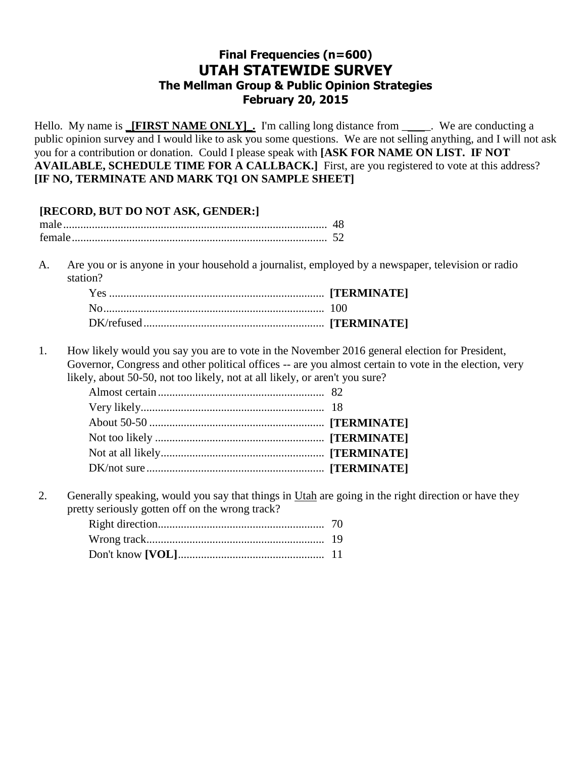# Final Frequencies (n=600)
# UTAH STATEWIDE SURVEY
### The Mellman Group & Public Opinion Strategies
### February 20, 2015

Hello. My name is **_[FIRST NAME ONLY]_.** I'm calling long distance from _____. We are conducting a public opinion survey and I would like to ask you some questions. We are not selling anything, and I will not ask you for a contribution or donation. Could I please speak with **[ASK FOR NAME ON LIST. IF NOT AVAILABLE, SCHEDULE TIME FOR A CALLBACK.]** First, are you registered to vote at this address? **[IF NO, TERMINATE AND MARK TQ1 ON SAMPLE SHEET]**

**[RECORD, BUT DO NOT ASK, GENDER:]**

| | |
|---|---|
| male | 48 |
| female | 52 |

A. Are you or is anyone in your household a journalist, employed by a newspaper, television or radio station?

| | |
|---|---|
| Yes | **[TERMINATE]** |
| No | 100 |
| DK/refused | **[TERMINATE]** |

1. How likely would you say you are to vote in the November 2016 general election for President, Governor, Congress and other political offices -- are you almost certain to vote in the election, very likely, about 50-50, not too likely, not at all likely, or aren't you sure?

| | |
|---|---|
| Almost certain | 82 |
| Very likely | 18 |
| About 50-50 | **[TERMINATE]** |
| Not too likely | **[TERMINATE]** |
| Not at all likely | **[TERMINATE]** |
| DK/not sure | **[TERMINATE]** |

2. Generally speaking, would you say that things in Utah are going in the right direction or have they pretty seriously gotten off on the wrong track?

| | |
|---|---|
| Right direction | 70 |
| Wrong track | 19 |
| Don't know **[VOL]** | 11 |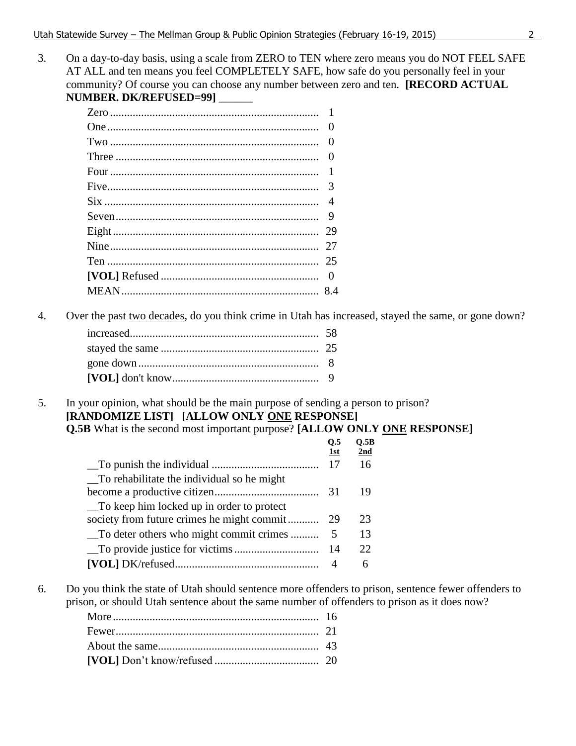3. On a day-to-day basis, using a scale from ZERO to TEN where zero means you do NOT FEEL SAFE AT ALL and ten means you feel COMPLETELY SAFE, how safe do you personally feel in your community? Of course you can choose any number between zero and ten. **[RECORD ACTUAL NUMBER. DK/REFUSED=99]** ______

| | |
|---|---|
| Zero | 1 |
| One | 0 |
| Two | 0 |
| Three | 0 |
| Four | 1 |
| Five | 3 |
| Six | 4 |
| Seven | 9 |
| Eight | 29 |
| Nine | 27 |
| Ten | 25 |
| **[VOL]** Refused | 0 |
| MEAN | 8.4 |

4. Over the past <u>two decades</u>, do you think crime in Utah has increased, stayed the same, or gone down?

| | |
|---|---|
| increased | 58 |
| stayed the same | 25 |
| gone down | 8 |
| **[VOL]** don't know | 9 |

5. In your opinion, what should be the main purpose of sending a person to prison? **[RANDOMIZE LIST] [ALLOW ONLY <u>ONE</u> RESPONSE]**
**Q.5B** What is the second most important purpose? **[ALLOW ONLY <u>ONE</u> RESPONSE]**

| | Q.5 1st | Q.5B 2nd |
|---|---|---|
| __To punish the individual | 17 | 16 |
| __To rehabilitate the individual so he might become a productive citizen | 31 | 19 |
| __To keep him locked up in order to protect society from future crimes he might commit | 29 | 23 |
| __To deter others who might commit crimes | 5 | 13 |
| __To provide justice for victims | 14 | 22 |
| **[VOL]** DK/refused | 4 | 6 |

6. Do you think the state of Utah should sentence more offenders to prison, sentence fewer offenders to prison, or should Utah sentence about the same number of offenders to prison as it does now?

| | |
|---|---|
| More | 16 |
| Fewer | 21 |
| About the same | 43 |
| **[VOL]** Don't know/refused | 20 |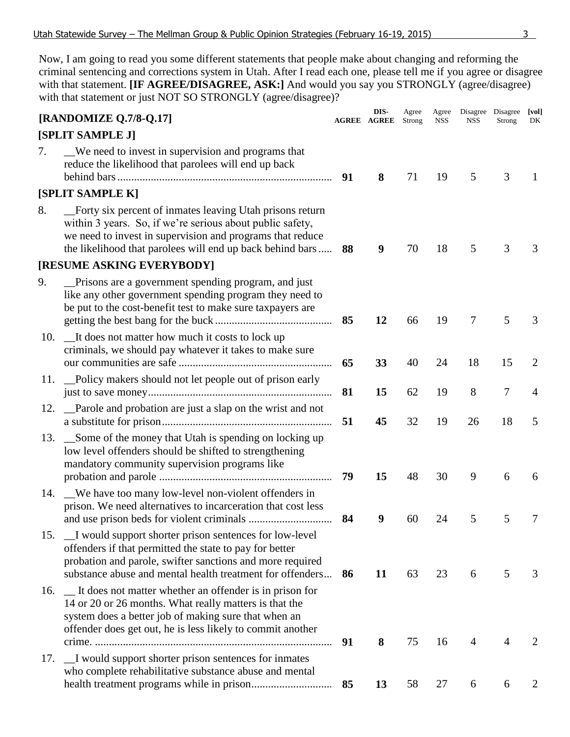Now, I am going to read you some different statements that people make about changing and reforming the criminal sentencing and corrections system in Utah. After I read each one, please tell me if you agree or disagree with that statement. **[IF AGREE/DISAGREE, ASK:]** And would you say you STRONGLY (agree/disagree) with that statement or just NOT SO STRONGLY (agree/disagree)?

| **[RANDOMIZE Q.7/8-Q.17]** | **AGREE** | **DIS-AGREE** | Agree Strong | Agree NSS | Disagree NSS | Disagree Strong | **[vol]** DK |
|---|---|---|---|---|---|---|---|
| **[SPLIT SAMPLE J]** | | | | | | | |
| 7. __We need to invest in supervision and programs that reduce the likelihood that parolees will end up back behind bars | **91** | **8** | 71 | 19 | 5 | 3 | 1 |
| **[SPLIT SAMPLE K]** | | | | | | | |
| 8. __Forty six percent of inmates leaving Utah prisons return within 3 years. So, if we're serious about public safety, we need to invest in supervision and programs that reduce the likelihood that parolees will end up back behind bars | **88** | **9** | 70 | 18 | 5 | 3 | 3 |
| **[RESUME ASKING EVERYBODY]** | | | | | | | |
| 9. __Prisons are a government spending program, and just like any other government spending program they need to be put to the cost-benefit test to make sure taxpayers are getting the best bang for the buck | **85** | **12** | 66 | 19 | 7 | 5 | 3 |
| 10. __It does not matter how much it costs to lock up criminals, we should pay whatever it takes to make sure our communities are safe | **65** | **33** | 40 | 24 | 18 | 15 | 2 |
| 11. __Policy makers should not let people out of prison early just to save money | **81** | **15** | 62 | 19 | 8 | 7 | 4 |
| 12. __Parole and probation are just a slap on the wrist and not a substitute for prison | **51** | **45** | 32 | 19 | 26 | 18 | 5 |
| 13. __Some of the money that Utah is spending on locking up low level offenders should be shifted to strengthening mandatory community supervision programs like probation and parole | **79** | **15** | 48 | 30 | 9 | 6 | 6 |
| 14. __We have too many low-level non-violent offenders in prison. We need alternatives to incarceration that cost less and use prison beds for violent criminals | **84** | **9** | 60 | 24 | 5 | 5 | 7 |
| 15. __I would support shorter prison sentences for low-level offenders if that permitted the state to pay for better probation and parole, swifter sanctions and more required substance abuse and mental health treatment for offenders | **86** | **11** | 63 | 23 | 6 | 5 | 3 |
| 16. __ It does not matter whether an offender is in prison for 14 or 20 or 26 months. What really matters is that the system does a better job of making sure that when an offender does get out, he is less likely to commit another crime. | **91** | **8** | 75 | 16 | 4 | 4 | 2 |
| 17. __I would support shorter prison sentences for inmates who complete rehabilitative substance abuse and mental health treatment programs while in prison | **85** | **13** | 58 | 27 | 6 | 6 | 2 |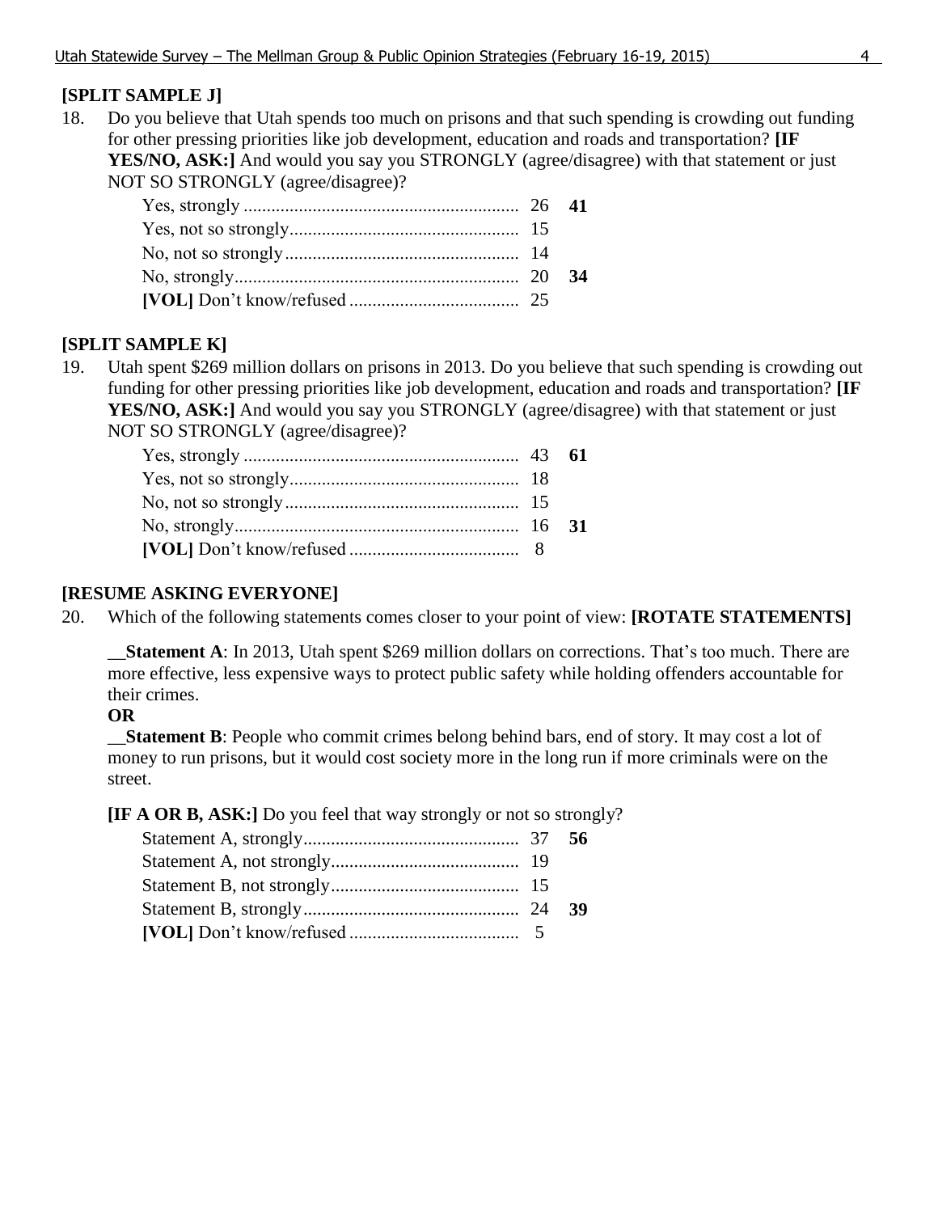**[SPLIT SAMPLE J]**

18. Do you believe that Utah spends too much on prisons and that such spending is crowding out funding for other pressing priorities like job development, education and roads and transportation? **[IF YES/NO, ASK:]** And would you say you STRONGLY (agree/disagree) with that statement or just NOT SO STRONGLY (agree/disagree)?

| | | |
|---|---|---|
| Yes, strongly | 26 | **41** |
| Yes, not so strongly | 15 | |
| No, not so strongly | 14 | |
| No, strongly | 20 | **34** |
| **[VOL]** Don't know/refused | 25 | |

**[SPLIT SAMPLE K]**

19. Utah spent $269 million dollars on prisons in 2013. Do you believe that such spending is crowding out funding for other pressing priorities like job development, education and roads and transportation? **[IF YES/NO, ASK:]** And would you say you STRONGLY (agree/disagree) with that statement or just NOT SO STRONGLY (agree/disagree)?

| | | |
|---|---|---|
| Yes, strongly | 43 | **61** |
| Yes, not so strongly | 18 | |
| No, not so strongly | 15 | |
| No, strongly | 16 | **31** |
| **[VOL]** Don't know/refused | 8 | |

**[RESUME ASKING EVERYONE]**

20. Which of the following statements comes closer to your point of view: **[ROTATE STATEMENTS]**

__**Statement A**: In 2013, Utah spent $269 million dollars on corrections. That's too much. There are more effective, less expensive ways to protect public safety while holding offenders accountable for their crimes.

**OR**

__**Statement B**: People who commit crimes belong behind bars, end of story. It may cost a lot of money to run prisons, but it would cost society more in the long run if more criminals were on the street.

**[IF A OR B, ASK:]** Do you feel that way strongly or not so strongly?

| | | |
|---|---|---|
| Statement A, strongly | 37 | **56** |
| Statement A, not strongly | 19 | |
| Statement B, not strongly | 15 | |
| Statement B, strongly | 24 | **39** |
| **[VOL]** Don't know/refused | 5 | |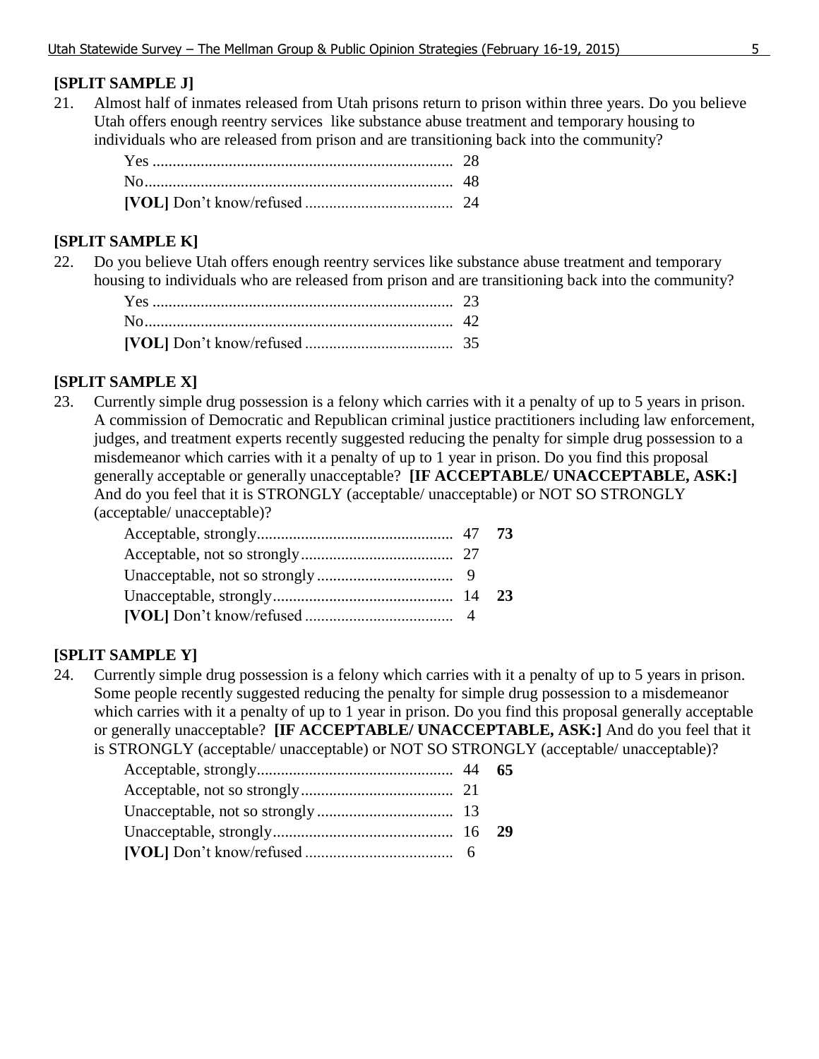**[SPLIT SAMPLE J]**

21. Almost half of inmates released from Utah prisons return to prison within three years. Do you believe Utah offers enough reentry services like substance abuse treatment and temporary housing to individuals who are released from prison and are transitioning back into the community?

| | |
|---|---|
| Yes | 28 |
| No | 48 |
| **[VOL]** Don't know/refused | 24 |

**[SPLIT SAMPLE K]**

22. Do you believe Utah offers enough reentry services like substance abuse treatment and temporary housing to individuals who are released from prison and are transitioning back into the community?

| | |
|---|---|
| Yes | 23 |
| No | 42 |
| **[VOL]** Don't know/refused | 35 |

**[SPLIT SAMPLE X]**

23. Currently simple drug possession is a felony which carries with it a penalty of up to 5 years in prison. A commission of Democratic and Republican criminal justice practitioners including law enforcement, judges, and treatment experts recently suggested reducing the penalty for simple drug possession to a misdemeanor which carries with it a penalty of up to 1 year in prison. Do you find this proposal generally acceptable or generally unacceptable? **[IF ACCEPTABLE/ UNACCEPTABLE, ASK:]** And do you feel that it is STRONGLY (acceptable/ unacceptable) or NOT SO STRONGLY (acceptable/ unacceptable)?

| | | |
|---|---|---|
| Acceptable, strongly | 47 | **73** |
| Acceptable, not so strongly | 27 | |
| Unacceptable, not so strongly | 9 | |
| Unacceptable, strongly | 14 | **23** |
| **[VOL]** Don't know/refused | 4 | |

**[SPLIT SAMPLE Y]**

24. Currently simple drug possession is a felony which carries with it a penalty of up to 5 years in prison. Some people recently suggested reducing the penalty for simple drug possession to a misdemeanor which carries with it a penalty of up to 1 year in prison. Do you find this proposal generally acceptable or generally unacceptable? **[IF ACCEPTABLE/ UNACCEPTABLE, ASK:]** And do you feel that it is STRONGLY (acceptable/ unacceptable) or NOT SO STRONGLY (acceptable/ unacceptable)?

| | | |
|---|---|---|
| Acceptable, strongly | 44 | **65** |
| Acceptable, not so strongly | 21 | |
| Unacceptable, not so strongly | 13 | |
| Unacceptable, strongly | 16 | **29** |
| **[VOL]** Don't know/refused | 6 | |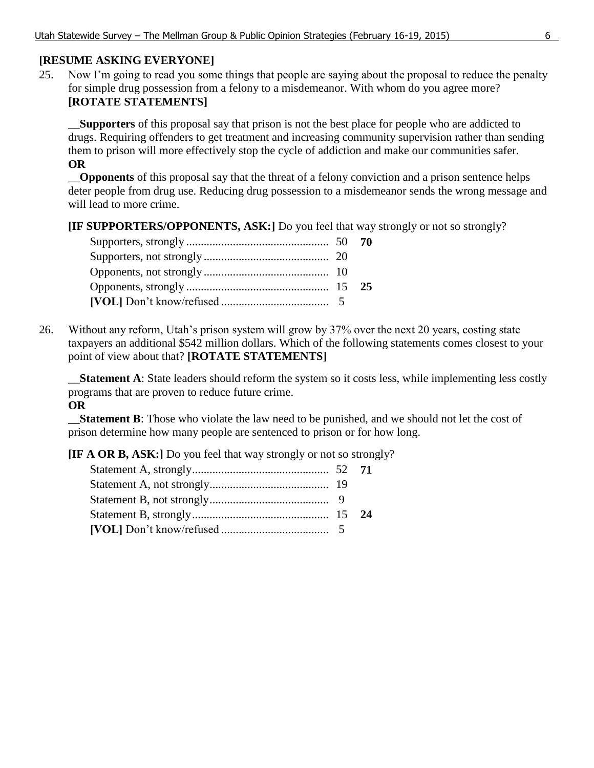**[RESUME ASKING EVERYONE]**

25. Now I'm going to read you some things that people are saying about the proposal to reduce the penalty for simple drug possession from a felony to a misdemeanor. With whom do you agree more? **[ROTATE STATEMENTS]**

__**Supporters** of this proposal say that prison is not the best place for people who are addicted to drugs. Requiring offenders to get treatment and increasing community supervision rather than sending them to prison will more effectively stop the cycle of addiction and make our communities safer.
**OR**
__**Opponents** of this proposal say that the threat of a felony conviction and a prison sentence helps deter people from drug use. Reducing drug possession to a misdemeanor sends the wrong message and will lead to more crime.

**[IF SUPPORTERS/OPPONENTS, ASK:]** Do you feel that way strongly or not so strongly?

| | | |
|---|---|---|
| Supporters, strongly | 50 | **70** |
| Supporters, not strongly | 20 | |
| Opponents, not strongly | 10 | |
| Opponents, strongly | 15 | **25** |
| **[VOL]** Don't know/refused | 5 | |

26. Without any reform, Utah's prison system will grow by 37% over the next 20 years, costing state taxpayers an additional $542 million dollars. Which of the following statements comes closest to your point of view about that? **[ROTATE STATEMENTS]**

__**Statement A**: State leaders should reform the system so it costs less, while implementing less costly programs that are proven to reduce future crime.
**OR**
__**Statement B**: Those who violate the law need to be punished, and we should not let the cost of prison determine how many people are sentenced to prison or for how long.

**[IF A OR B, ASK:]** Do you feel that way strongly or not so strongly?

| | | |
|---|---|---|
| Statement A, strongly | 52 | **71** |
| Statement A, not strongly | 19 | |
| Statement B, not strongly | 9 | |
| Statement B, strongly | 15 | **24** |
| **[VOL]** Don't know/refused | 5 | |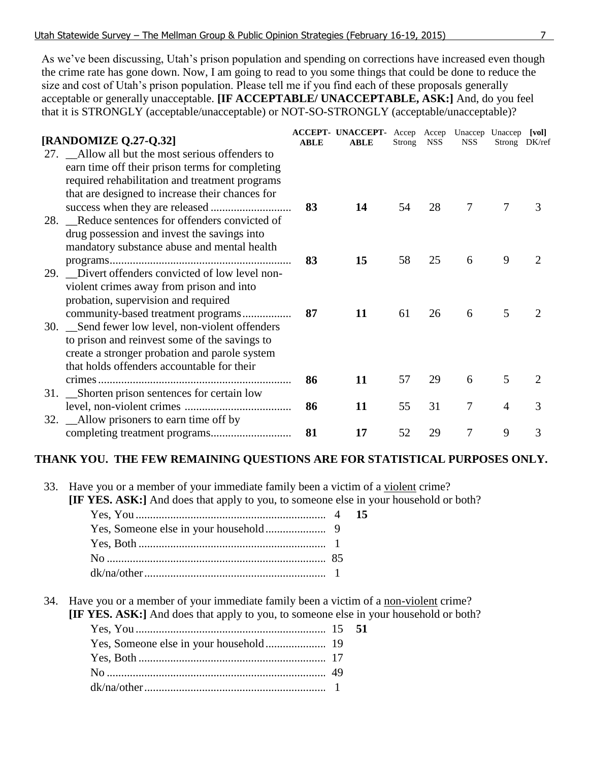As we've been discussing, Utah's prison population and spending on corrections have increased even though the crime rate has gone down. Now, I am going to read to you some things that could be done to reduce the size and cost of Utah's prison population. Please tell me if you find each of these proposals generally acceptable or generally unacceptable. **[IF ACCEPTABLE/ UNACCEPTABLE, ASK:]** And, do you feel that it is STRONGLY (acceptable/unacceptable) or NOT-SO-STRONGLY (acceptable/unacceptable)?

| **[RANDOMIZE Q.27-Q.32]** | **ACCEPT-ABLE** | **UNACCEPT-ABLE** | Accep Strong | Accep NSS | Unaccep NSS | Unaccep Strong | **[vol]** DK/ref |
|---|---|---|---|---|---|---|---|
| 27. __Allow all but the most serious offenders to earn time off their prison terms for completing required rehabilitation and treatment programs that are designed to increase their chances for success when they are released | **83** | **14** | 54 | 28 | 7 | 7 | 3 |
| 28. __Reduce sentences for offenders convicted of drug possession and invest the savings into mandatory substance abuse and mental health programs | **83** | **15** | 58 | 25 | 6 | 9 | 2 |
| 29. __Divert offenders convicted of low level non-violent crimes away from prison and into probation, supervision and required community-based treatment programs | **87** | **11** | 61 | 26 | 6 | 5 | 2 |
| 30. __Send fewer low level, non-violent offenders to prison and reinvest some of the savings to create a stronger probation and parole system that holds offenders accountable for their crimes | **86** | **11** | 57 | 29 | 6 | 5 | 2 |
| 31. __Shorten prison sentences for certain low level, non-violent crimes | **86** | **11** | 55 | 31 | 7 | 4 | 3 |
| 32. __Allow prisoners to earn time off by completing treatment programs | **81** | **17** | 52 | 29 | 7 | 9 | 3 |

**THANK YOU. THE FEW REMAINING QUESTIONS ARE FOR STATISTICAL PURPOSES ONLY.**

33. Have you or a member of your immediate family been a victim of a violent crime?
**[IF YES. ASK:]** And does that apply to you, to someone else in your household or both?

| | | |
|---|---|---|
| Yes, You | 4 | **15** |
| Yes, Someone else in your household | 9 | |
| Yes, Both | 1 | |
| No | 85 | |
| dk/na/other | 1 | |

34. Have you or a member of your immediate family been a victim of a non-violent crime?
**[IF YES. ASK:]** And does that apply to you, to someone else in your household or both?

| | | |
|---|---|---|
| Yes, You | 15 | **51** |
| Yes, Someone else in your household | 19 | |
| Yes, Both | 17 | |
| No | 49 | |
| dk/na/other | 1 | |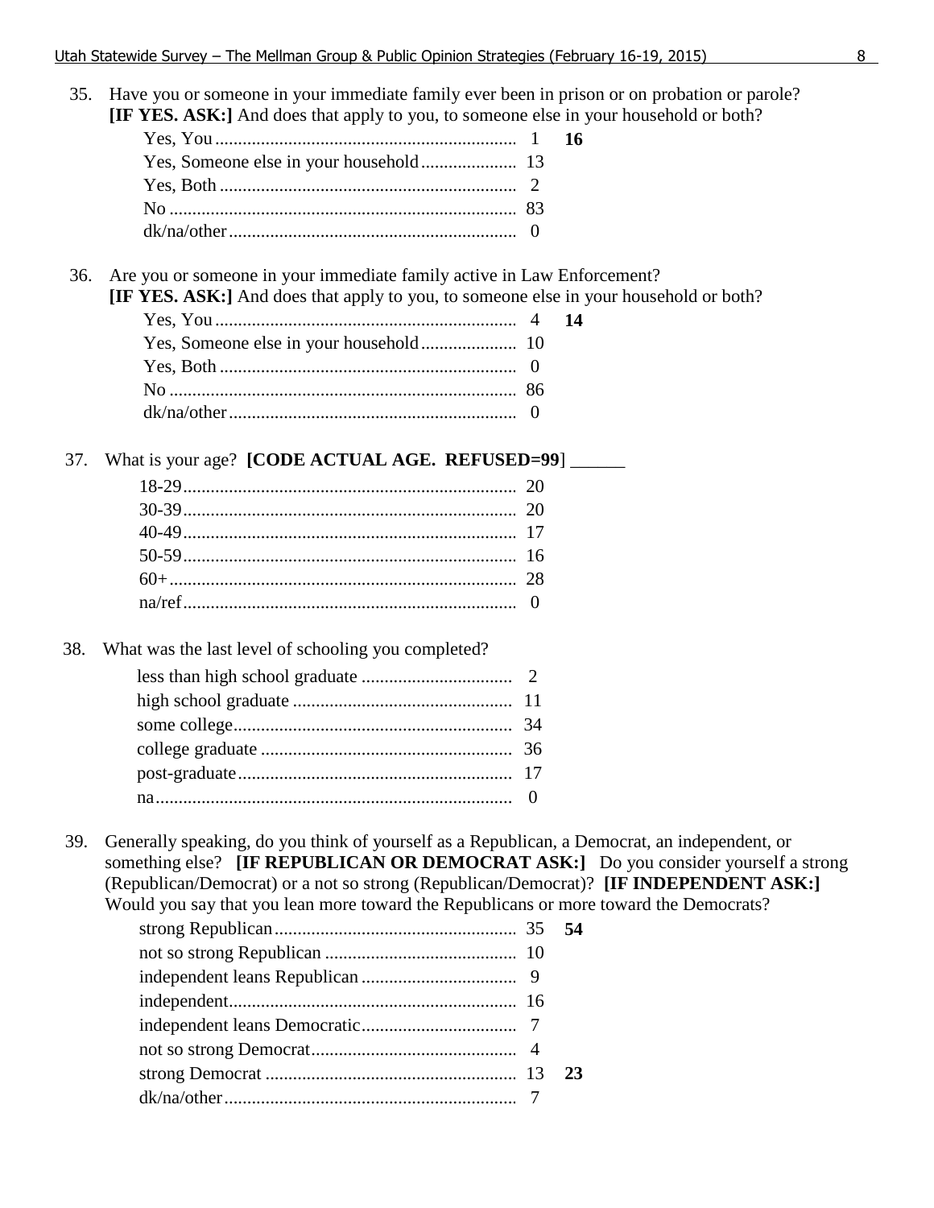35. Have you or someone in your immediate family ever been in prison or on probation or parole? **[IF YES. ASK:]** And does that apply to you, to someone else in your household or both?

| | | |
|---|---|---|
| Yes, You | 1 | **16** |
| Yes, Someone else in your household | 13 | |
| Yes, Both | 2 | |
| No | 83 | |
| dk/na/other | 0 | |

36. Are you or someone in your immediate family active in Law Enforcement? **[IF YES. ASK:]** And does that apply to you, to someone else in your household or both?

| | | |
|---|---|---|
| Yes, You | 4 | **14** |
| Yes, Someone else in your household | 10 | |
| Yes, Both | 0 | |
| No | 86 | |
| dk/na/other | 0 | |

37. What is your age? **[CODE ACTUAL AGE. REFUSED=99]** ______

| | |
|---|---|
| 18-29 | 20 |
| 30-39 | 20 |
| 40-49 | 17 |
| 50-59 | 16 |
| 60+ | 28 |
| na/ref | 0 |

38. What was the last level of schooling you completed?

| | |
|---|---|
| less than high school graduate | 2 |
| high school graduate | 11 |
| some college | 34 |
| college graduate | 36 |
| post-graduate | 17 |
| na | 0 |

39. Generally speaking, do you think of yourself as a Republican, a Democrat, an independent, or something else? **[IF REPUBLICAN OR DEMOCRAT ASK:]** Do you consider yourself a strong (Republican/Democrat) or a not so strong (Republican/Democrat)? **[IF INDEPENDENT ASK:]** Would you say that you lean more toward the Republicans or more toward the Democrats?

| | | |
|---|---|---|
| strong Republican | 35 | **54** |
| not so strong Republican | 10 | |
| independent leans Republican | 9 | |
| independent | 16 | |
| independent leans Democratic | 7 | |
| not so strong Democrat | 4 | |
| strong Democrat | 13 | **23** |
| dk/na/other | 7 | |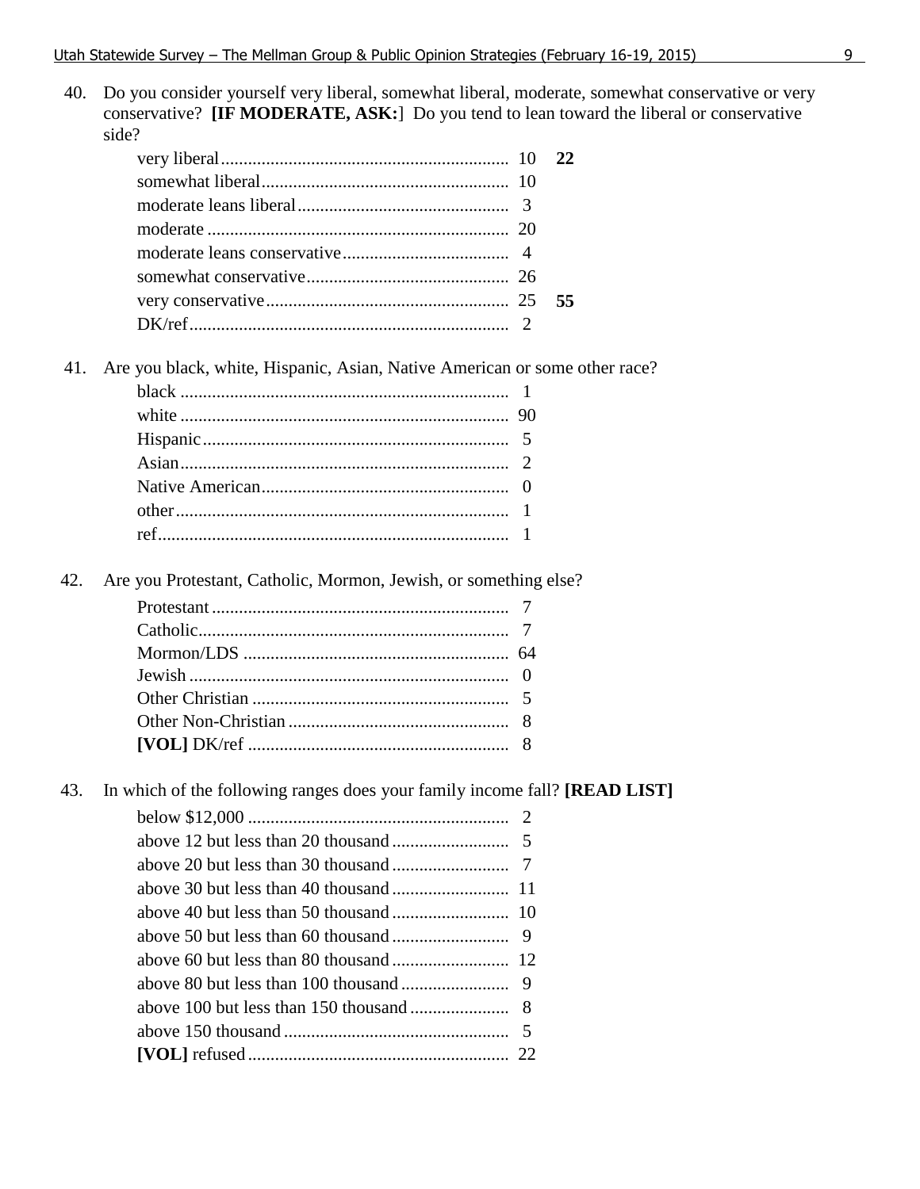40. Do you consider yourself very liberal, somewhat liberal, moderate, somewhat conservative or very conservative? **[IF MODERATE, ASK:]** Do you tend to lean toward the liberal or conservative side?

| | | |
|---|---|---|
| very liberal | 10 | **22** |
| somewhat liberal | 10 | |
| moderate leans liberal | 3 | |
| moderate | 20 | |
| moderate leans conservative | 4 | |
| somewhat conservative | 26 | |
| very conservative | 25 | **55** |
| DK/ref | 2 | |

41. Are you black, white, Hispanic, Asian, Native American or some other race?

| | |
|---|---|
| black | 1 |
| white | 90 |
| Hispanic | 5 |
| Asian | 2 |
| Native American | 0 |
| other | 1 |
| ref | 1 |

42. Are you Protestant, Catholic, Mormon, Jewish, or something else?

| | |
|---|---|
| Protestant | 7 |
| Catholic | 7 |
| Mormon/LDS | 64 |
| Jewish | 0 |
| Other Christian | 5 |
| Other Non-Christian | 8 |
| **[VOL]** DK/ref | 8 |

43. In which of the following ranges does your family income fall? **[READ LIST]**

| | |
|---|---|
| below $12,000 | 2 |
| above 12 but less than 20 thousand | 5 |
| above 20 but less than 30 thousand | 7 |
| above 30 but less than 40 thousand | 11 |
| above 40 but less than 50 thousand | 10 |
| above 50 but less than 60 thousand | 9 |
| above 60 but less than 80 thousand | 12 |
| above 80 but less than 100 thousand | 9 |
| above 100 but less than 150 thousand | 8 |
| above 150 thousand | 5 |
| **[VOL]** refused | 22 |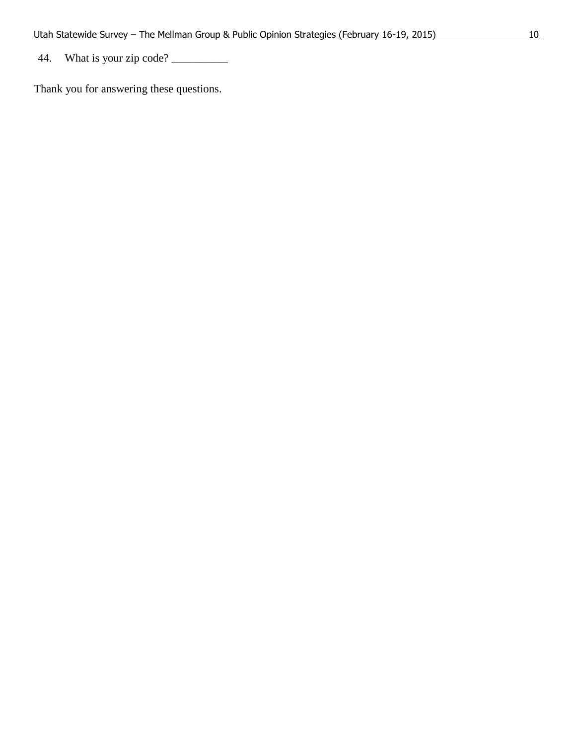44. What is your zip code? __________

Thank you for answering these questions.